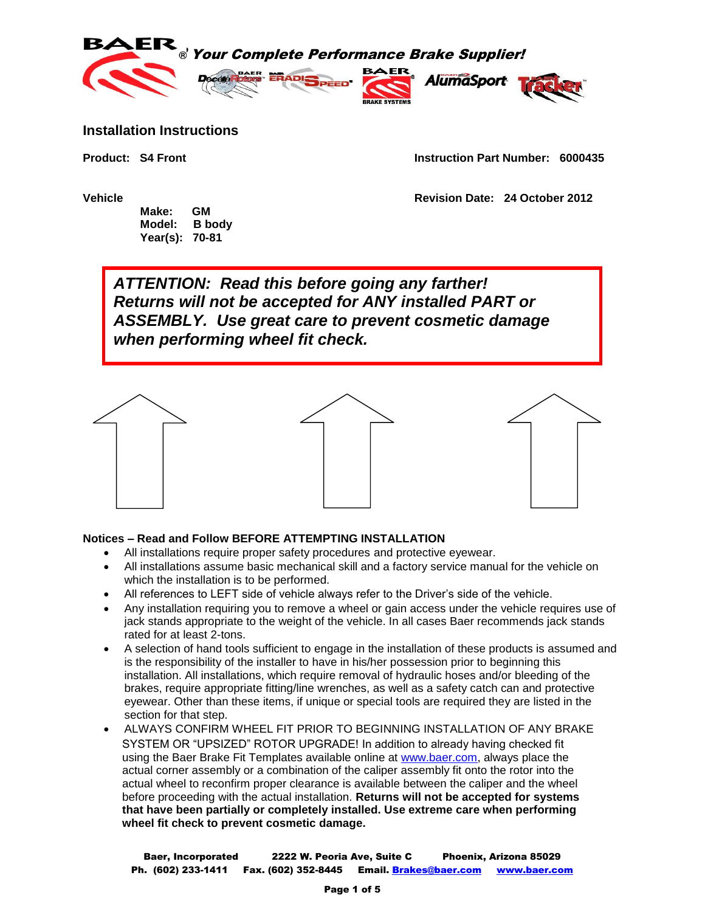**BAER® *Your Complete Performance Brake Supplier!***

# Installation Instructions

**Product: S4 Front** **Instruction Part Number: 6000435**

**Vehicle** **Revision Date: 24 October 2012**

**Make: GM**
**Model: B body**
**Year(s): 70-81**

> ***ATTENTION: Read this before going any farther! Returns will not be accepted for ANY installed PART or ASSEMBLY. Use great care to prevent cosmetic damage when performing wheel fit check.***

### Notices – Read and Follow BEFORE ATTEMPTING INSTALLATION

- All installations require proper safety procedures and protective eyewear.
- All installations assume basic mechanical skill and a factory service manual for the vehicle on which the installation is to be performed.
- All references to LEFT side of vehicle always refer to the Driver's side of the vehicle.
- Any installation requiring you to remove a wheel or gain access under the vehicle requires use of jack stands appropriate to the weight of the vehicle. In all cases Baer recommends jack stands rated for at least 2-tons.
- A selection of hand tools sufficient to engage in the installation of these products is assumed and is the responsibility of the installer to have in his/her possession prior to beginning this installation. All installations, which require removal of hydraulic hoses and/or bleeding of the brakes, require appropriate fitting/line wrenches, as well as a safety catch can and protective eyewear. Other than these items, if unique or special tools are required they are listed in the section for that step.
- ALWAYS CONFIRM WHEEL FIT PRIOR TO BEGINNING INSTALLATION OF ANY BRAKE SYSTEM OR "UPSIZED" ROTOR UPGRADE! In addition to already having checked fit using the Baer Brake Fit Templates available online at www.baer.com, always place the actual corner assembly or a combination of the caliper assembly fit onto the rotor into the actual wheel to reconfirm proper clearance is available between the caliper and the wheel before proceeding with the actual installation. **Returns will not be accepted for systems that have been partially or completely installed. Use extreme care when performing wheel fit check to prevent cosmetic damage.**

**Baer, Incorporated 2222 W. Peoria Ave, Suite C Phoenix, Arizona 85029**
**Ph. (602) 233-1411 Fax. (602) 352-8445 Email. Brakes@baer.com www.baer.com**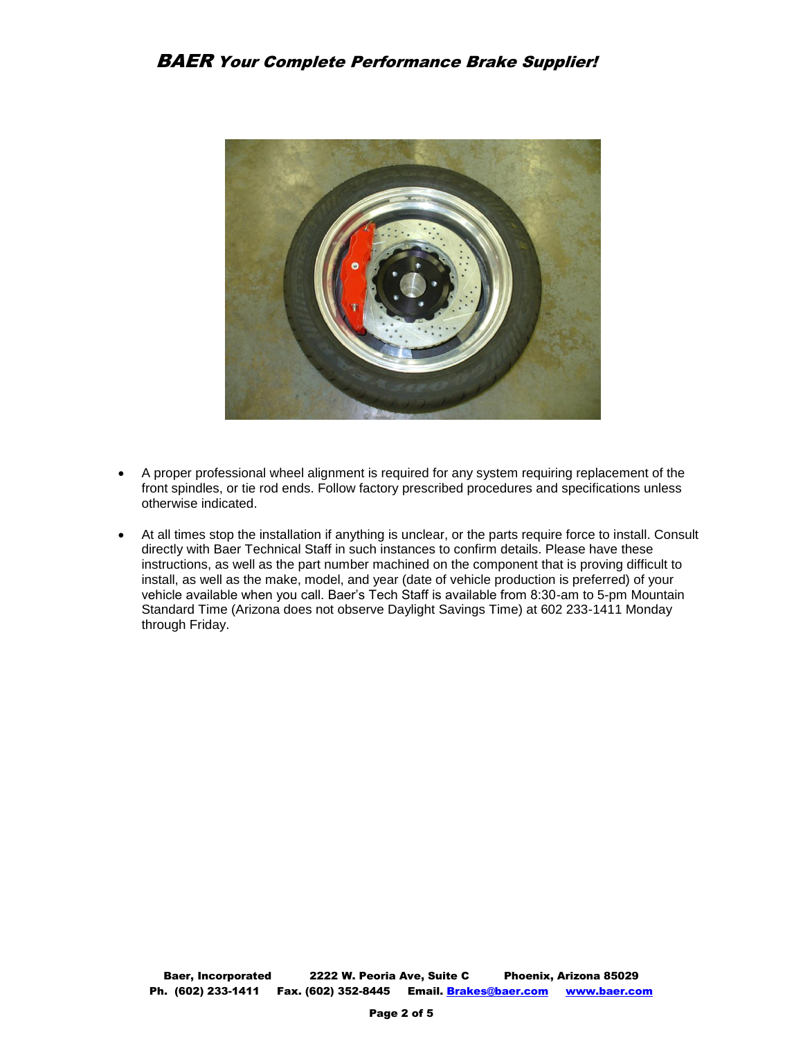- A proper professional wheel alignment is required for any system requiring replacement of the front spindles, or tie rod ends. Follow factory prescribed procedures and specifications unless otherwise indicated.

- At all times stop the installation if anything is unclear, or the parts require force to install. Consult directly with Baer Technical Staff in such instances to confirm details. Please have these instructions, as well as the part number machined on the component that is proving difficult to install, as well as the make, model, and year (date of vehicle production is preferred) of your vehicle available when you call. Baer's Tech Staff is available from 8:30-am to 5-pm Mountain Standard Time (Arizona does not observe Daylight Savings Time) at 602 233-1411 Monday through Friday.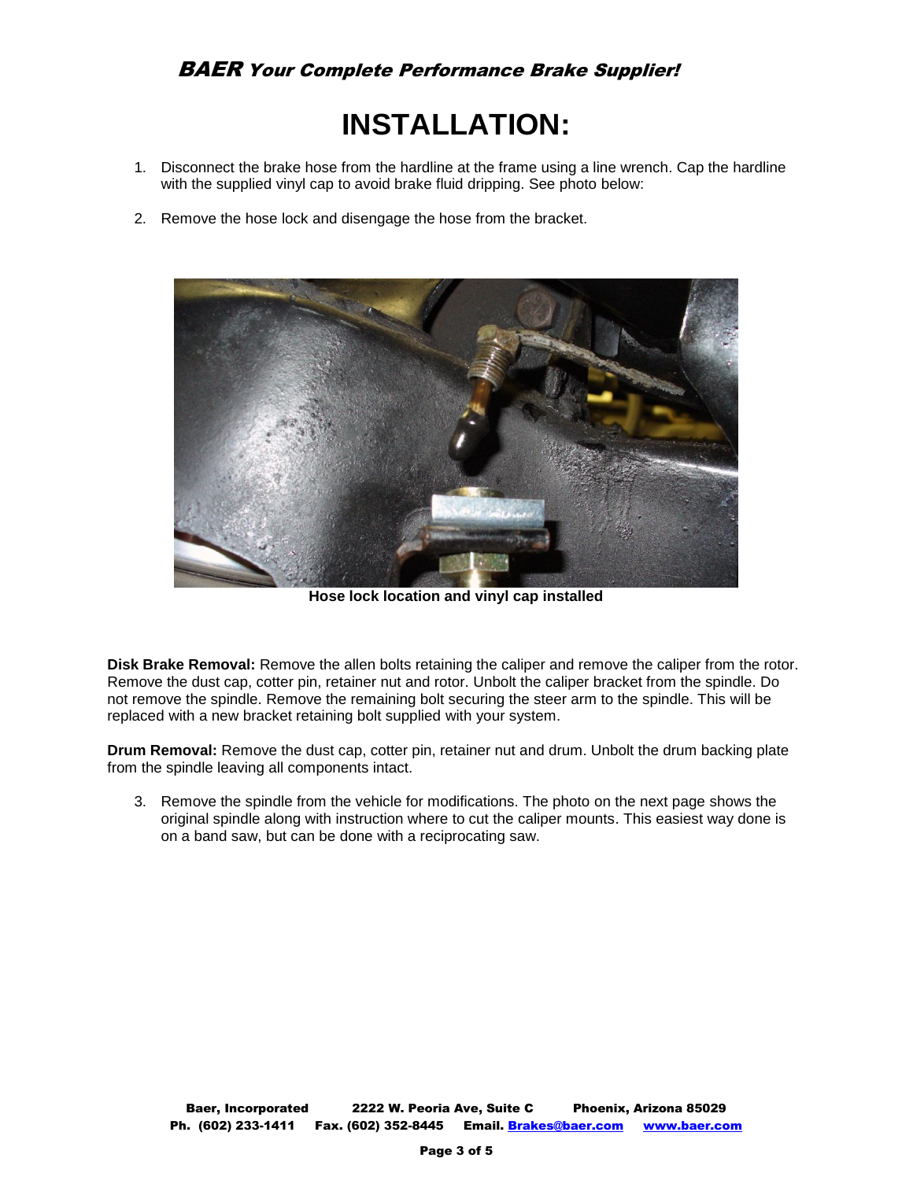# INSTALLATION:

1. Disconnect the brake hose from the hardline at the frame using a line wrench. Cap the hardline with the supplied vinyl cap to avoid brake fluid dripping. See photo below:

2. Remove the hose lock and disengage the hose from the bracket.

**Hose lock location and vinyl cap installed**

**Disk Brake Removal:** Remove the allen bolts retaining the caliper and remove the caliper from the rotor. Remove the dust cap, cotter pin, retainer nut and rotor. Unbolt the caliper bracket from the spindle. Do not remove the spindle. Remove the remaining bolt securing the steer arm to the spindle. This will be replaced with a new bracket retaining bolt supplied with your system.

**Drum Removal:** Remove the dust cap, cotter pin, retainer nut and drum. Unbolt the drum backing plate from the spindle leaving all components intact.

3. Remove the spindle from the vehicle for modifications. The photo on the next page shows the original spindle along with instruction where to cut the caliper mounts. This easiest way done is on a band saw, but can be done with a reciprocating saw.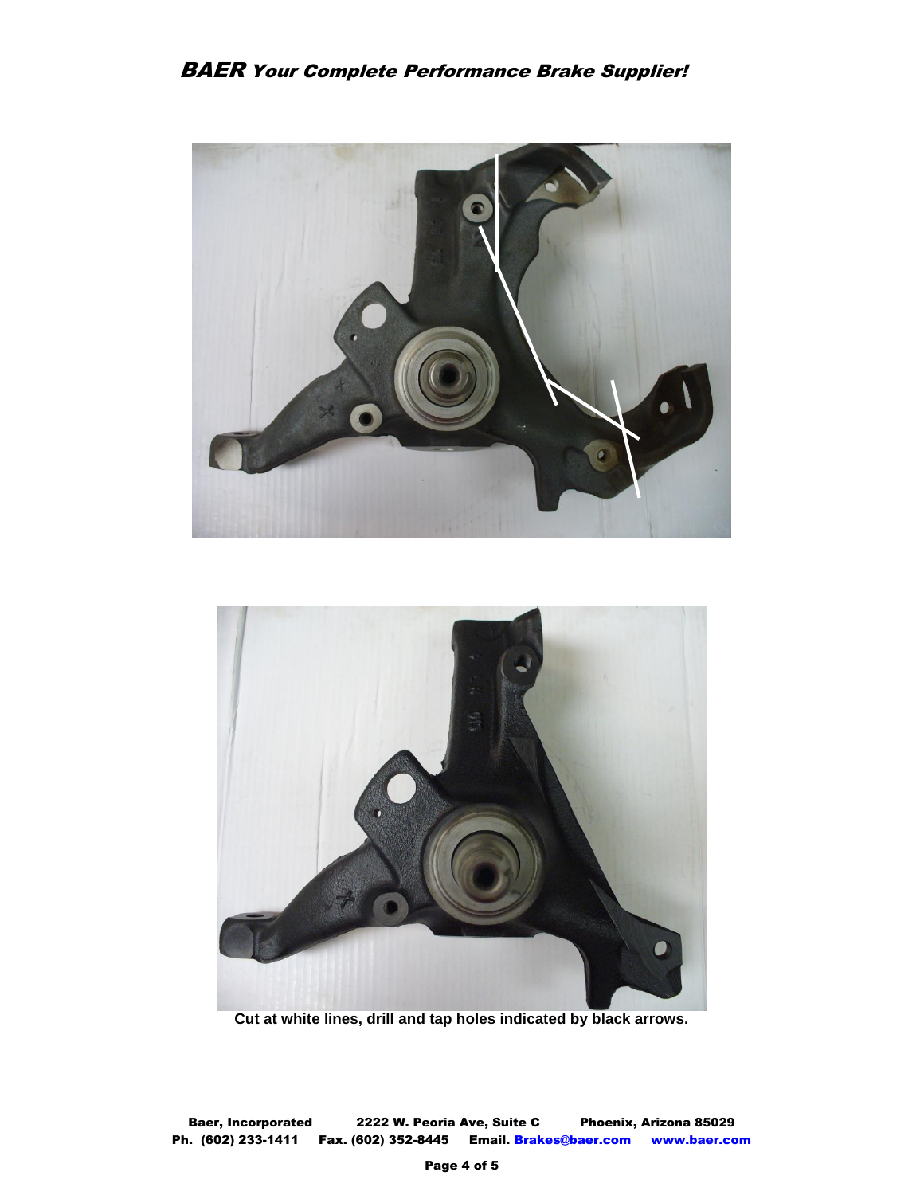Cut at white lines, drill and tap holes indicated by black arrows.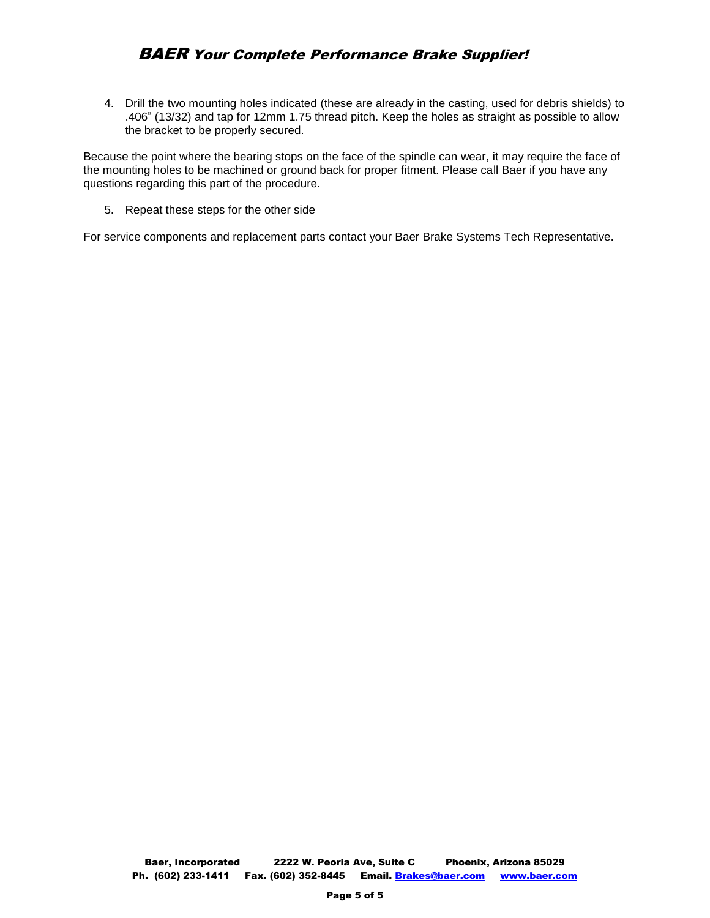4. Drill the two mounting holes indicated (these are already in the casting, used for debris shields) to .406" (13/32) and tap for 12mm 1.75 thread pitch. Keep the holes as straight as possible to allow the bracket to be properly secured.

Because the point where the bearing stops on the face of the spindle can wear, it may require the face of the mounting holes to be machined or ground back for proper fitment. Please call Baer if you have any questions regarding this part of the procedure.

5. Repeat these steps for the other side

For service components and replacement parts contact your Baer Brake Systems Tech Representative.